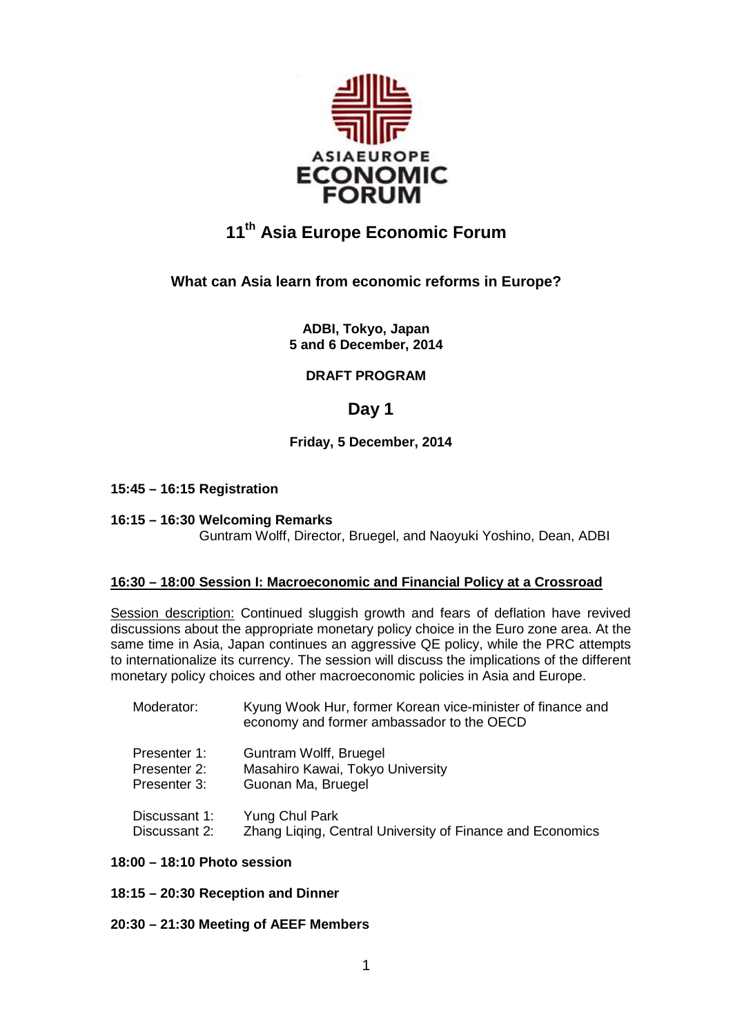ASIAEUROPE ECONOMIC FORUM

# 11th Asia Europe Economic Forum

## What can Asia learn from economic reforms in Europe?

**ADBI, Tokyo, Japan**
**5 and 6 December, 2014**

**DRAFT PROGRAM**

## Day 1

**Friday, 5 December, 2014**

**15:45 – 16:15 Registration**

**16:15 – 16:30 Welcoming Remarks**
Guntram Wolff, Director, Bruegel, and Naoyuki Yoshino, Dean, ADBI

**16:30 – 18:00 Session I: Macroeconomic and Financial Policy at a Crossroad**

Session description: Continued sluggish growth and fears of deflation have revived discussions about the appropriate monetary policy choice in the Euro zone area. At the same time in Asia, Japan continues an aggressive QE policy, while the PRC attempts to internationalize its currency. The session will discuss the implications of the different monetary policy choices and other macroeconomic policies in Asia and Europe.

Moderator: Kyung Wook Hur, former Korean vice-minister of finance and economy and former ambassador to the OECD

Presenter 1: Guntram Wolff, Bruegel
Presenter 2: Masahiro Kawai, Tokyo University
Presenter 3: Guonan Ma, Bruegel

Discussant 1: Yung Chul Park
Discussant 2: Zhang Liqing, Central University of Finance and Economics

**18:00 – 18:10 Photo session**

**18:15 – 20:30 Reception and Dinner**

**20:30 – 21:30 Meeting of AEEF Members**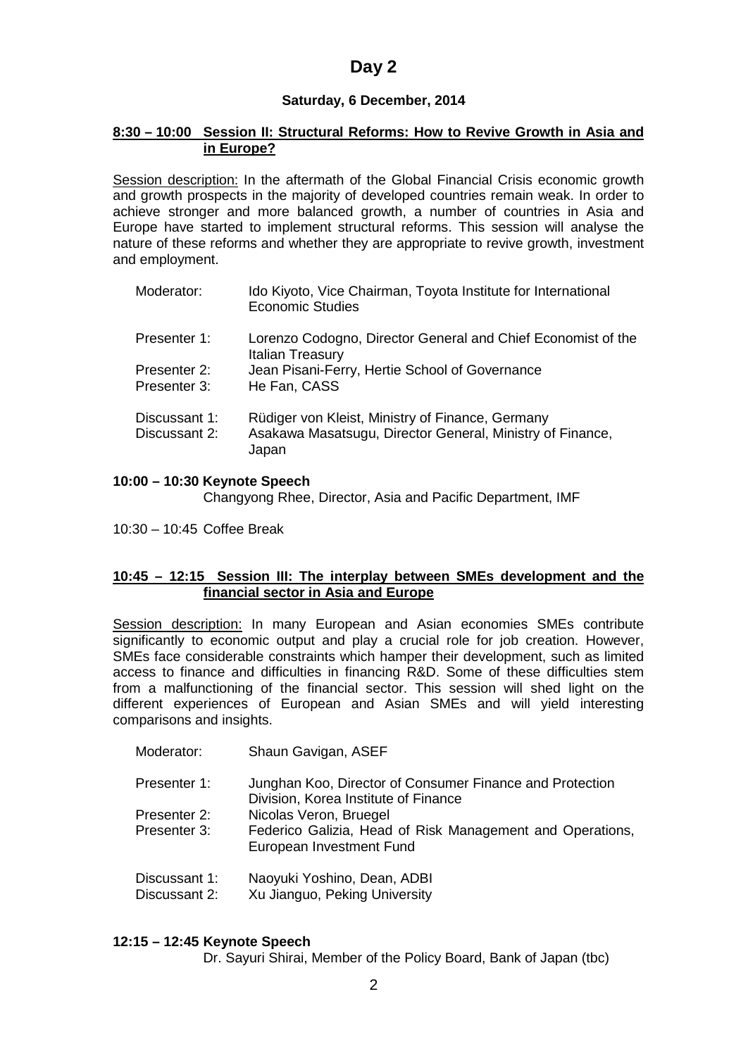# Day 2

**Saturday, 6 December, 2014**

**8:30 – 10:00 Session II: Structural Reforms: How to Revive Growth in Asia and in Europe?**

Session description: In the aftermath of the Global Financial Crisis economic growth and growth prospects in the majority of developed countries remain weak. In order to achieve stronger and more balanced growth, a number of countries in Asia and Europe have started to implement structural reforms. This session will analyse the nature of these reforms and whether they are appropriate to revive growth, investment and employment.

Moderator: Ido Kiyoto, Vice Chairman, Toyota Institute for International Economic Studies

Presenter 1: Lorenzo Codogno, Director General and Chief Economist of the Italian Treasury
Presenter 2: Jean Pisani-Ferry, Hertie School of Governance
Presenter 3: He Fan, CASS

Discussant 1: Rüdiger von Kleist, Ministry of Finance, Germany
Discussant 2: Asakawa Masatsugu, Director General, Ministry of Finance, Japan

**10:00 – 10:30 Keynote Speech**
Changyong Rhee, Director, Asia and Pacific Department, IMF

10:30 – 10:45 Coffee Break

**10:45 – 12:15 Session III: The interplay between SMEs development and the financial sector in Asia and Europe**

Session description: In many European and Asian economies SMEs contribute significantly to economic output and play a crucial role for job creation. However, SMEs face considerable constraints which hamper their development, such as limited access to finance and difficulties in financing R&D. Some of these difficulties stem from a malfunctioning of the financial sector. This session will shed light on the different experiences of European and Asian SMEs and will yield interesting comparisons and insights.

Moderator: Shaun Gavigan, ASEF

Presenter 1: Junghan Koo, Director of Consumer Finance and Protection Division, Korea Institute of Finance
Presenter 2: Nicolas Veron, Bruegel
Presenter 3: Federico Galizia, Head of Risk Management and Operations, European Investment Fund

Discussant 1: Naoyuki Yoshino, Dean, ADBI
Discussant 2: Xu Jianguo, Peking University

**12:15 – 12:45 Keynote Speech**
Dr. Sayuri Shirai, Member of the Policy Board, Bank of Japan (tbc)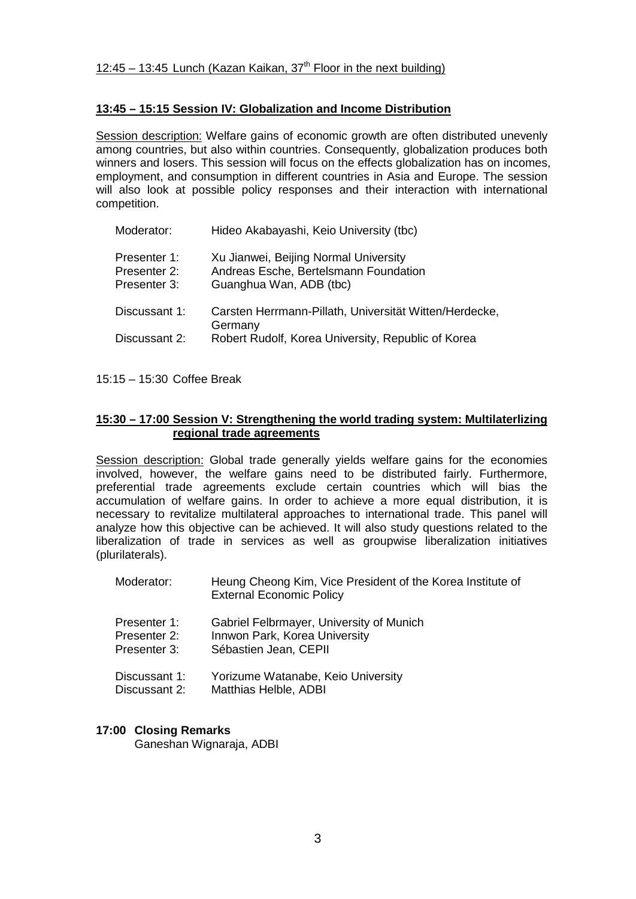12:45 – 13:45 Lunch (Kazan Kaikan, 37th Floor in the next building)

**13:45 – 15:15 Session IV: Globalization and Income Distribution**

Session description: Welfare gains of economic growth are often distributed unevenly among countries, but also within countries. Consequently, globalization produces both winners and losers. This session will focus on the effects globalization has on incomes, employment, and consumption in different countries in Asia and Europe. The session will also look at possible policy responses and their interaction with international competition.

| | |
|---|---|
| Moderator: | Hideo Akabayashi, Keio University (tbc) |
| Presenter 1: | Xu Jianwei, Beijing Normal University |
| Presenter 2: | Andreas Esche, Bertelsmann Foundation |
| Presenter 3: | Guanghua Wan, ADB (tbc) |
| Discussant 1: | Carsten Herrmann-Pillath, Universität Witten/Herdecke, Germany |
| Discussant 2: | Robert Rudolf, Korea University, Republic of Korea |

15:15 – 15:30 Coffee Break

**15:30 – 17:00 Session V: Strengthening the world trading system: Multilaterlizing regional trade agreements**

Session description: Global trade generally yields welfare gains for the economies involved, however, the welfare gains need to be distributed fairly. Furthermore, preferential trade agreements exclude certain countries which will bias the accumulation of welfare gains. In order to achieve a more equal distribution, it is necessary to revitalize multilateral approaches to international trade. This panel will analyze how this objective can be achieved. It will also study questions related to the liberalization of trade in services as well as groupwise liberalization initiatives (plurilaterals).

| | |
|---|---|
| Moderator: | Heung Cheong Kim, Vice President of the Korea Institute of External Economic Policy |
| Presenter 1: | Gabriel Felbrmayer, University of Munich |
| Presenter 2: | Innwon Park, Korea University |
| Presenter 3: | Sébastien Jean, CEPII |
| Discussant 1: | Yorizume Watanabe, Keio University |
| Discussant 2: | Matthias Helble, ADBI |

**17:00 Closing Remarks**

Ganeshan Wignaraja, ADBI